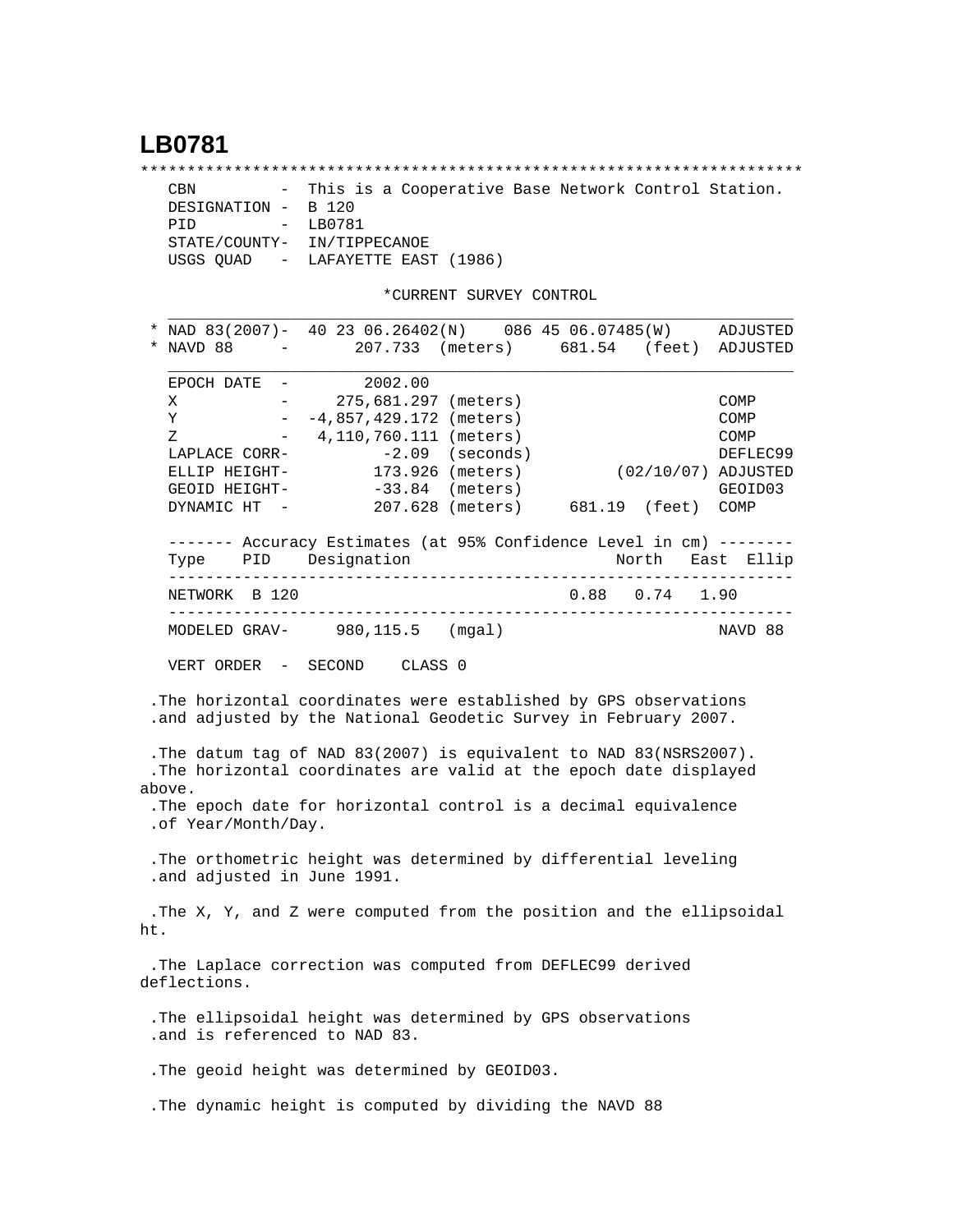# LB0781

```
***********************************************************************
   CBN          -  This is a Cooperative Base Network Control Station.
   DESIGNATION -  B 120
   PID          -  LB0781
   STATE/COUNTY-  IN/TIPPECANOE
   USGS QUAD   -  LAFAYETTE EAST (1986)

                              *CURRENT SURVEY CONTROL
   ___________________________________________________________________
 * NAD 83(2007)-  40 23 06.26402(N)    086 45 06.07485(W)     ADJUSTED
 * NAVD 88     -       207.733  (meters)     681.54   (feet)  ADJUSTED
   ___________________________________________________________________
   EPOCH DATE  -        2002.00
   X           -     275,681.297 (meters)                     COMP
   Y           -  -4,857,429.172 (meters)                     COMP
   Z           -   4,110,760.111 (meters)                     COMP
   LAPLACE CORR-          -2.09  (seconds)                    DEFLEC99
   ELLIP HEIGHT-         173.926 (meters)         (02/10/07) ADJUSTED
   GEOID HEIGHT-         -33.84  (meters)                     GEOID03
   DYNAMIC HT  -         207.628 (meters)     681.19  (feet)  COMP

   ------- Accuracy Estimates (at 95% Confidence Level in cm) --------
   Type    PID    Designation                      North   East  Ellip
   -------------------------------------------------------------------
   NETWORK  B 120                                  0.88   0.74   1.90
   -------------------------------------------------------------------
   MODELED GRAV-     980,115.5   (mgal)                       NAVD 88

   VERT ORDER  -  SECOND    CLASS 0

 .The horizontal coordinates were established by GPS observations
 .and adjusted by the National Geodetic Survey in February 2007.

 .The datum tag of NAD 83(2007) is equivalent to NAD 83(NSRS2007).
 .The horizontal coordinates are valid at the epoch date displayed
above.
 .The epoch date for horizontal control is a decimal equivalence
 .of Year/Month/Day.

 .The orthometric height was determined by differential leveling
 .and adjusted in June 1991.

 .The X, Y, and Z were computed from the position and the ellipsoidal
ht.

 .The Laplace correction was computed from DEFLEC99 derived
deflections.

 .The ellipsoidal height was determined by GPS observations
 .and is referenced to NAD 83.

 .The geoid height was determined by GEOID03.

 .The dynamic height is computed by dividing the NAVD 88
```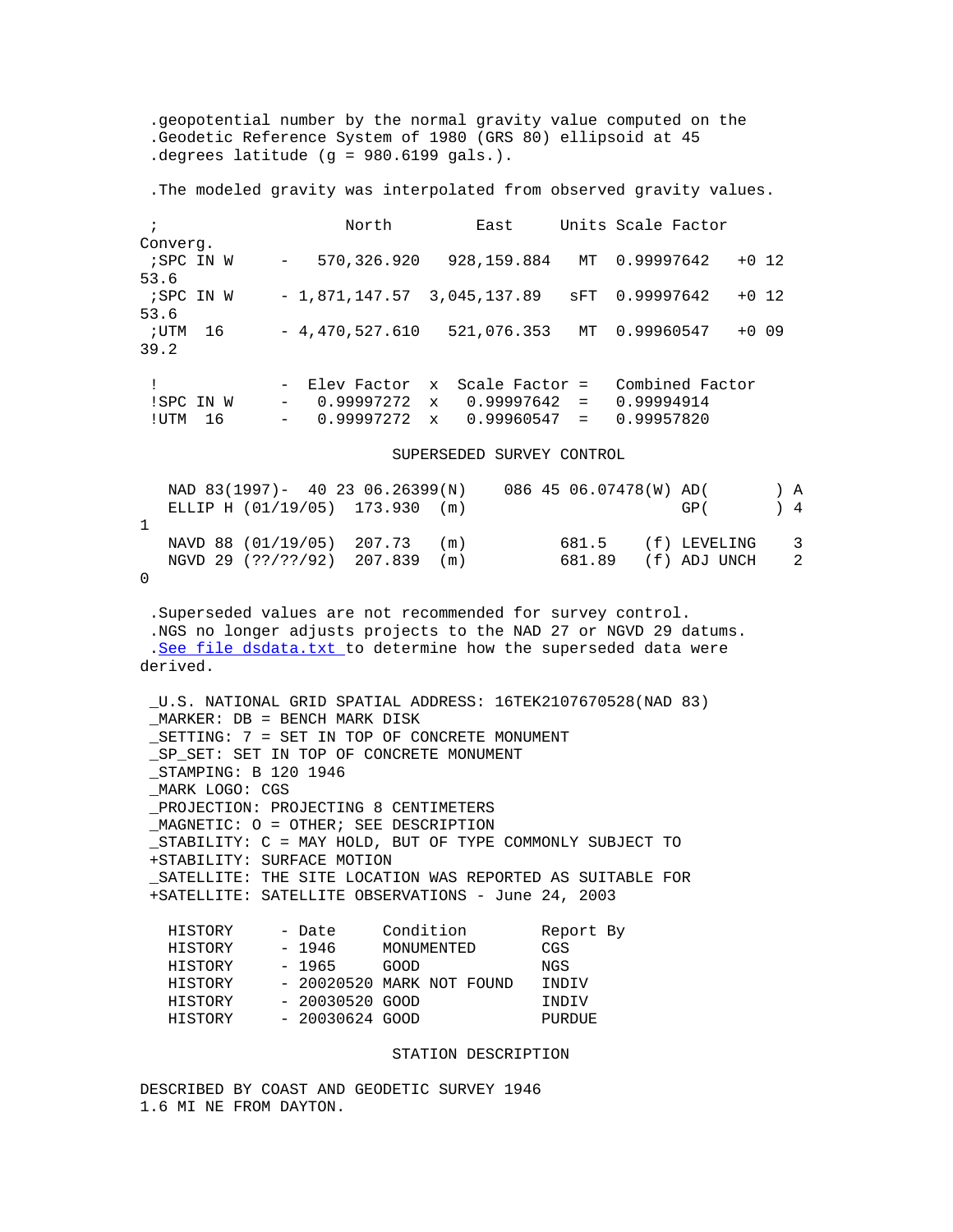```
 .geopotential number by the normal gravity value computed on the
 .Geodetic Reference System of 1980 (GRS 80) ellipsoid at 45
 .degrees latitude (g = 980.6199 gals.).

 .The modeled gravity was interpolated from observed gravity values.

 ;                    North         East     Units Scale Factor
Converg.
 ;SPC IN W     -   570,326.920   928,159.884   MT  0.99997642   +0 12
53.6
 ;SPC IN W     - 1,871,147.57  3,045,137.89   sFT  0.99997642   +0 12
53.6
 ;UTM  16      - 4,470,527.610   521,076.353   MT  0.99960547   +0 09
39.2

 !             -  Elev Factor  x  Scale Factor =   Combined Factor
 !SPC IN W     -   0.99997272  x   0.99997642  =   0.99994914
 !UTM  16      -   0.99997272  x   0.99960547  =   0.99957820

                         SUPERSEDED SURVEY CONTROL

   NAD 83(1997)-  40 23 06.26399(N)    086 45 06.07478(W) AD(        ) A
   ELLIP H (01/19/05)  173.930  (m)                       GP(        ) 4
1
   NAVD 88 (01/19/05)  207.73   (m)          681.5    (f) LEVELING    3
   NGVD 29 (??/??/92)  207.839  (m)          681.89   (f) ADJ UNCH    2
0

 .Superseded values are not recommended for survey control.
 .NGS no longer adjusts projects to the NAD 27 or NGVD 29 datums.
 .See file dsdata.txt to determine how the superseded data were
derived.

 _U.S. NATIONAL GRID SPATIAL ADDRESS: 16TEK2107670528(NAD 83)
 _MARKER: DB = BENCH MARK DISK
 _SETTING: 7 = SET IN TOP OF CONCRETE MONUMENT
 _SP_SET: SET IN TOP OF CONCRETE MONUMENT
 _STAMPING: B 120 1946
 _MARK LOGO: CGS
 _PROJECTION: PROJECTING 8 CENTIMETERS
 _MAGNETIC: O = OTHER; SEE DESCRIPTION
 _STABILITY: C = MAY HOLD, BUT OF TYPE COMMONLY SUBJECT TO
 +STABILITY: SURFACE MOTION
 _SATELLITE: THE SITE LOCATION WAS REPORTED AS SUITABLE FOR
 +SATELLITE: SATELLITE OBSERVATIONS - June 24, 2003

   HISTORY     - Date     Condition        Report By
   HISTORY     - 1946     MONUMENTED       CGS
   HISTORY     - 1965     GOOD             NGS
   HISTORY     - 20020520 MARK NOT FOUND   INDIV
   HISTORY     - 20030520 GOOD             INDIV
   HISTORY     - 20030624 GOOD             PURDUE

                         STATION DESCRIPTION

DESCRIBED BY COAST AND GEODETIC SURVEY 1946
1.6 MI NE FROM DAYTON.
```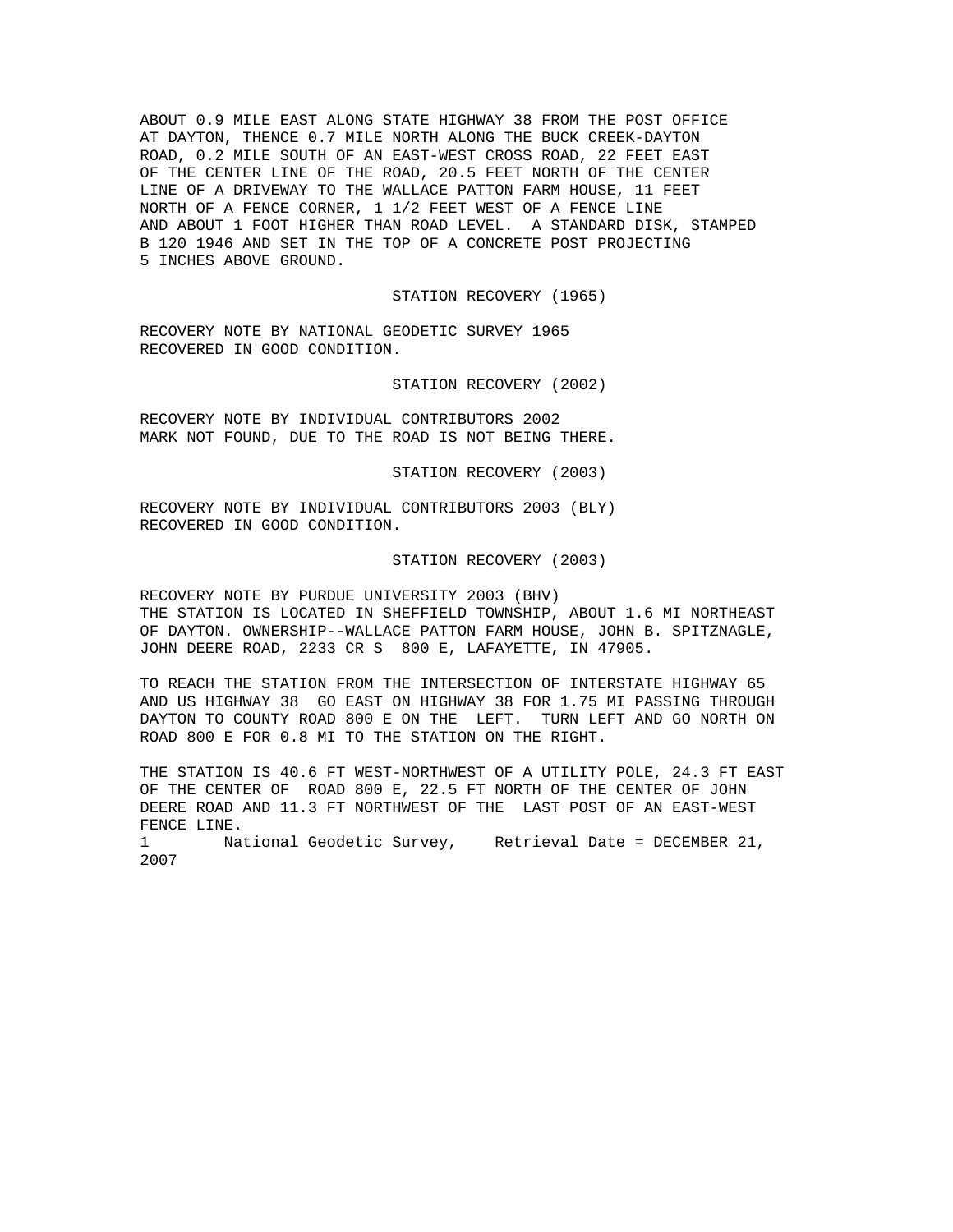ABOUT 0.9 MILE EAST ALONG STATE HIGHWAY 38 FROM THE POST OFFICE AT DAYTON, THENCE 0.7 MILE NORTH ALONG THE BUCK CREEK-DAYTON ROAD, 0.2 MILE SOUTH OF AN EAST-WEST CROSS ROAD, 22 FEET EAST OF THE CENTER LINE OF THE ROAD, 20.5 FEET NORTH OF THE CENTER LINE OF A DRIVEWAY TO THE WALLACE PATTON FARM HOUSE, 11 FEET NORTH OF A FENCE CORNER, 1 1/2 FEET WEST OF A FENCE LINE AND ABOUT 1 FOOT HIGHER THAN ROAD LEVEL. A STANDARD DISK, STAMPED B 120 1946 AND SET IN THE TOP OF A CONCRETE POST PROJECTING 5 INCHES ABOVE GROUND.

STATION RECOVERY (1965)

RECOVERY NOTE BY NATIONAL GEODETIC SURVEY 1965
RECOVERED IN GOOD CONDITION.

STATION RECOVERY (2002)

RECOVERY NOTE BY INDIVIDUAL CONTRIBUTORS 2002
MARK NOT FOUND, DUE TO THE ROAD IS NOT BEING THERE.

STATION RECOVERY (2003)

RECOVERY NOTE BY INDIVIDUAL CONTRIBUTORS 2003 (BLY)
RECOVERED IN GOOD CONDITION.

STATION RECOVERY (2003)

RECOVERY NOTE BY PURDUE UNIVERSITY 2003 (BHV)
THE STATION IS LOCATED IN SHEFFIELD TOWNSHIP, ABOUT 1.6 MI NORTHEAST OF DAYTON. OWNERSHIP--WALLACE PATTON FARM HOUSE, JOHN B. SPITZNAGLE, JOHN DEERE ROAD, 2233 CR S 800 E, LAFAYETTE, IN 47905.

TO REACH THE STATION FROM THE INTERSECTION OF INTERSTATE HIGHWAY 65 AND US HIGHWAY 38 GO EAST ON HIGHWAY 38 FOR 1.75 MI PASSING THROUGH DAYTON TO COUNTY ROAD 800 E ON THE LEFT. TURN LEFT AND GO NORTH ON ROAD 800 E FOR 0.8 MI TO THE STATION ON THE RIGHT.

THE STATION IS 40.6 FT WEST-NORTHWEST OF A UTILITY POLE, 24.3 FT EAST OF THE CENTER OF ROAD 800 E, 22.5 FT NORTH OF THE CENTER OF JOHN DEERE ROAD AND 11.3 FT NORTHWEST OF THE LAST POST OF AN EAST-WEST FENCE LINE.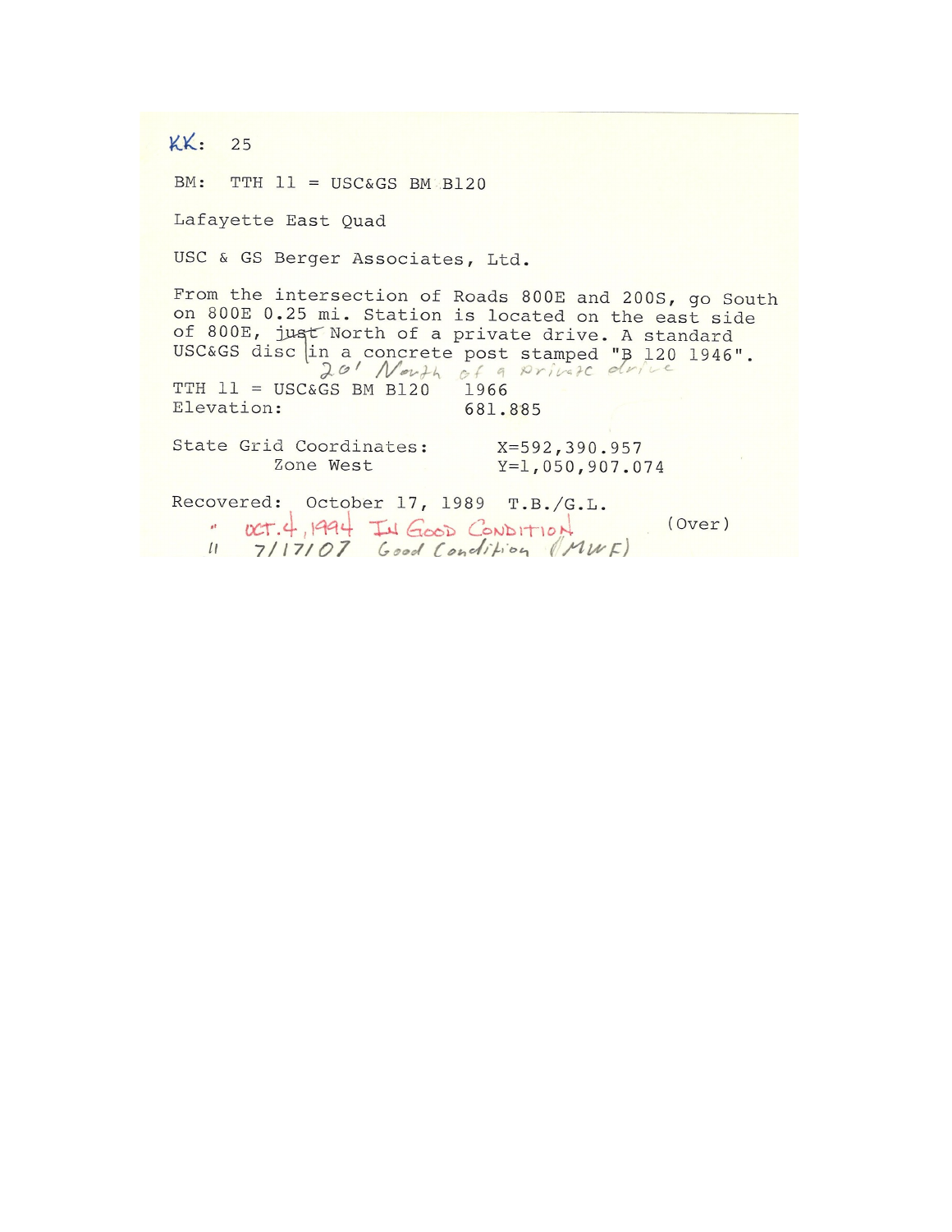KK: 25

BM: TTH 11 = USC&GS BM B120

Lafayette East Quad

USC & GS Berger Associates, Ltd.

From the intersection of Roads 800E and 200S, go South on 800E 0.25 mi. Station is located on the east side of 800E, ~~just~~ North of a private drive. A standard USC&GS disc in a concrete post stamped "B 120 1946".
20' North of a private drive

TTH 11 = USC&GS BM B120 1966
Elevation: 681.885

State Grid Coordinates: X=592,390.957
Zone West Y=1,050,907.074

Recovered: October 17, 1989 T.B./G.L.
" OCT. 4, 1994 IN GOOD CONDITION
" 7/17/07 Good Condition (MWF)

(Over)